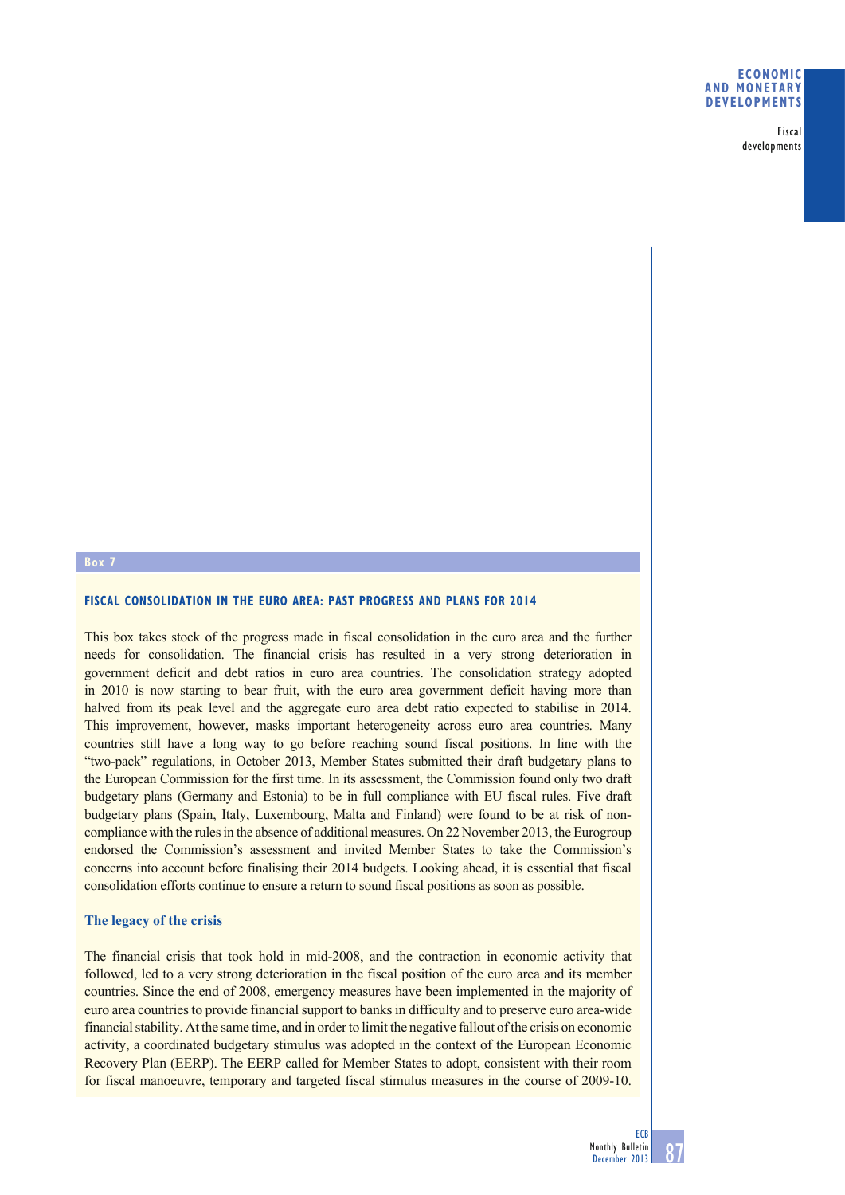**Box 7**

### FISCAL CONSOLIDATION IN THE EURO AREA: PAST PROGRESS AND PLANS FOR 2014

This box takes stock of the progress made in fiscal consolidation in the euro area and the further needs for consolidation. The financial crisis has resulted in a very strong deterioration in government deficit and debt ratios in euro area countries. The consolidation strategy adopted in 2010 is now starting to bear fruit, with the euro area government deficit having more than halved from its peak level and the aggregate euro area debt ratio expected to stabilise in 2014. This improvement, however, masks important heterogeneity across euro area countries. Many countries still have a long way to go before reaching sound fiscal positions. In line with the "two-pack" regulations, in October 2013, Member States submitted their draft budgetary plans to the European Commission for the first time. In its assessment, the Commission found only two draft budgetary plans (Germany and Estonia) to be in full compliance with EU fiscal rules. Five draft budgetary plans (Spain, Italy, Luxembourg, Malta and Finland) were found to be at risk of non-compliance with the rules in the absence of additional measures. On 22 November 2013, the Eurogroup endorsed the Commission's assessment and invited Member States to take the Commission's concerns into account before finalising their 2014 budgets. Looking ahead, it is essential that fiscal consolidation efforts continue to ensure a return to sound fiscal positions as soon as possible.

#### The legacy of the crisis

The financial crisis that took hold in mid-2008, and the contraction in economic activity that followed, led to a very strong deterioration in the fiscal position of the euro area and its member countries. Since the end of 2008, emergency measures have been implemented in the majority of euro area countries to provide financial support to banks in difficulty and to preserve euro area-wide financial stability. At the same time, and in order to limit the negative fallout of the crisis on economic activity, a coordinated budgetary stimulus was adopted in the context of the European Economic Recovery Plan (EERP). The EERP called for Member States to adopt, consistent with their room for fiscal manoeuvre, temporary and targeted fiscal stimulus measures in the course of 2009-10.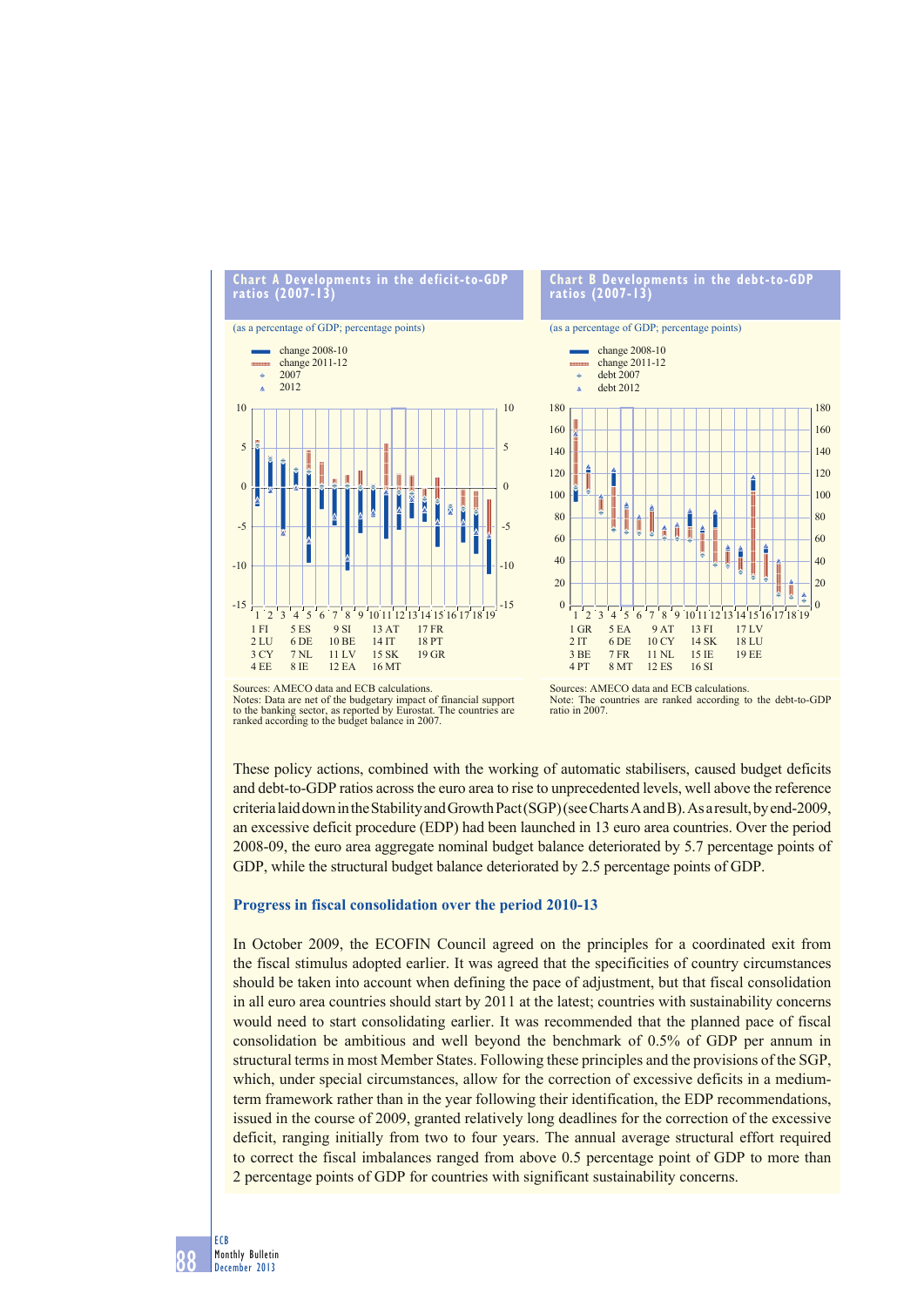**Chart A Developments in the deficit-to-GDP ratios (2007-13)**

(as a percentage of GDP; percentage points)

- change 2008-10
- change 2011-12
- 2007
- 2012

1 FI, 2 LU, 3 CY, 4 EE, 5 ES, 6 DE, 7 NL, 8 IE, 9 SI, 10 BE, 11 LV, 12 EA, 13 AT, 14 IT, 15 SK, 16 MT, 17 FR, 18 PT, 19 GR

Sources: AMECO data and ECB calculations.
Notes: Data are net of the budgetary impact of financial support to the banking sector, as reported by Eurostat. The countries are ranked according to the budget balance in 2007.

**Chart B Developments in the debt-to-GDP ratios (2007-13)**

(as a percentage of GDP; percentage points)

- change 2008-10
- change 2011-12
- debt 2007
- debt 2012

1 GR, 2 IT, 3 BE, 4 PT, 5 EA, 6 DE, 7 FR, 8 MT, 9 AT, 10 CY, 11 NL, 12 ES, 13 FI, 14 SK, 15 IE, 16 SI, 17 LV, 18 LU, 19 EE

Sources: AMECO data and ECB calculations.
Note: The countries are ranked according to the debt-to-GDP ratio in 2007.

These policy actions, combined with the working of automatic stabilisers, caused budget deficits and debt-to-GDP ratios across the euro area to rise to unprecedented levels, well above the reference criteria laid down in the Stability and Growth Pact (SGP) (see Charts A and B). As a result, by end-2009, an excessive deficit procedure (EDP) had been launched in 13 euro area countries. Over the period 2008-09, the euro area aggregate nominal budget balance deteriorated by 5.7 percentage points of GDP, while the structural budget balance deteriorated by 2.5 percentage points of GDP.

### Progress in fiscal consolidation over the period 2010-13

In October 2009, the ECOFIN Council agreed on the principles for a coordinated exit from the fiscal stimulus adopted earlier. It was agreed that the specificities of country circumstances should be taken into account when defining the pace of adjustment, but that fiscal consolidation in all euro area countries should start by 2011 at the latest; countries with sustainability concerns would need to start consolidating earlier. It was recommended that the planned pace of fiscal consolidation be ambitious and well beyond the benchmark of 0.5% of GDP per annum in structural terms in most Member States. Following these principles and the provisions of the SGP, which, under special circumstances, allow for the correction of excessive deficits in a medium-term framework rather than in the year following their identification, the EDP recommendations, issued in the course of 2009, granted relatively long deadlines for the correction of the excessive deficit, ranging initially from two to four years. The annual average structural effort required to correct the fiscal imbalances ranged from above 0.5 percentage point of GDP to more than 2 percentage points of GDP for countries with significant sustainability concerns.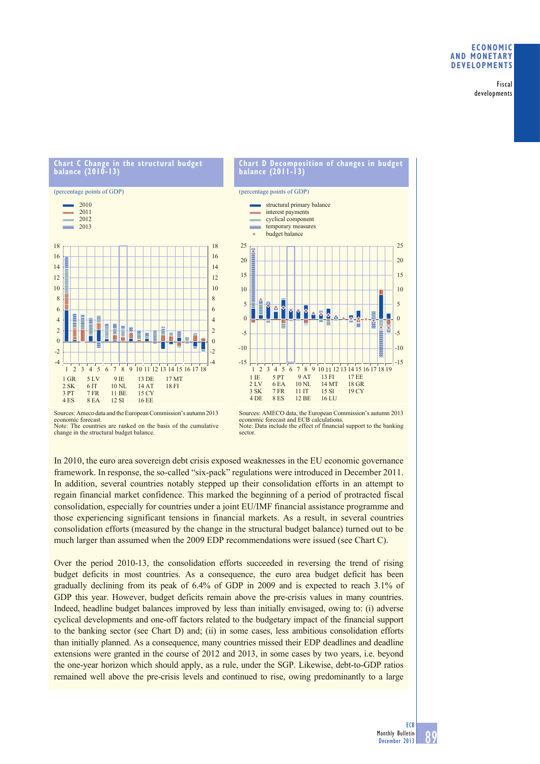**Chart C Change in the structural budget balance (2010-13)**

(percentage points of GDP)

- 2010
- 2011
- 2012
- 2013

1 GR, 2 SK, 3 PT, 4 ES, 5 LV, 6 IT, 7 FR, 8 EA, 9 IE, 10 NL, 11 BE, 12 SI, 13 DE, 14 AT, 15 CY, 16 EE, 17 MT, 18 FI

Sources: Ameco data and the European Commission's autumn 2013 economic forecast.
Note: The countries are ranked on the basis of the cumulative change in the structural budget balance.

**Chart D Decomposition of changes in budget balance (2011-13)**

(percentage points of GDP)

- structural primary balance
- interest payments
- cyclical component
- temporary measures
- budget balance

1 IE, 2 LV, 3 SK, 4 DE, 5 PT, 6 EA, 7 FR, 8 ES, 9 AT, 10 NL, 11 IT, 12 BE, 13 FI, 14 MT, 15 SI, 16 LU, 17 EE, 18 GR, 19 CY

Sources: AMECO data, the European Commission's autumn 2013 economic forecast and ECB calculations.
Note: Data include the effect of financial support to the banking sector.

In 2010, the euro area sovereign debt crisis exposed weaknesses in the EU economic governance framework. In response, the so-called "six-pack" regulations were introduced in December 2011. In addition, several countries notably stepped up their consolidation efforts in an attempt to regain financial market confidence. This marked the beginning of a period of protracted fiscal consolidation, especially for countries under a joint EU/IMF financial assistance programme and those experiencing significant tensions in financial markets. As a result, in several countries consolidation efforts (measured by the change in the structural budget balance) turned out to be much larger than assumed when the 2009 EDP recommendations were issued (see Chart C).

Over the period 2010-13, the consolidation efforts succeeded in reversing the trend of rising budget deficits in most countries. As a consequence, the euro area budget deficit has been gradually declining from its peak of 6.4% of GDP in 2009 and is expected to reach 3.1% of GDP this year. However, budget deficits remain above the pre-crisis values in many countries. Indeed, headline budget balances improved by less than initially envisaged, owing to: (i) adverse cyclical developments and one-off factors related to the budgetary impact of the financial support to the banking sector (see Chart D) and; (ii) in some cases, less ambitious consolidation efforts than initially planned. As a consequence, many countries missed their EDP deadlines and deadline extensions were granted in the course of 2012 and 2013, in some cases by two years, i.e. beyond the one-year horizon which should apply, as a rule, under the SGP. Likewise, debt-to-GDP ratios remained well above the pre-crisis levels and continued to rise, owing predominantly to a large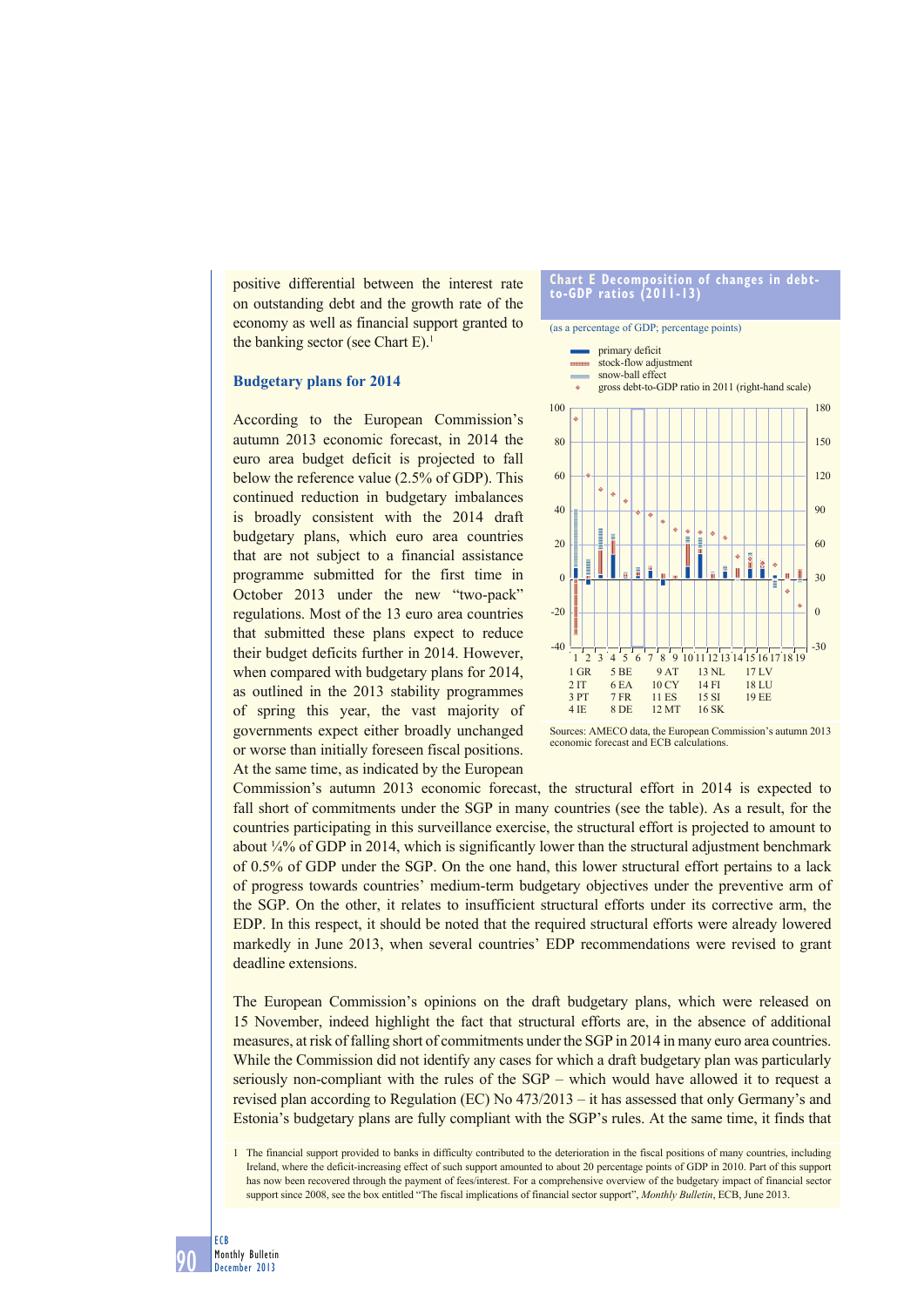positive differential between the interest rate on outstanding debt and the growth rate of the economy as well as financial support granted to the banking sector (see Chart E).[1]

**Chart E Decomposition of changes in debt-to-GDP ratios (2011-13)**

(as a percentage of GDP; percentage points)

- primary deficit
- stock-flow adjustment
- snow-ball effect
- gross debt-to-GDP ratio in 2011 (right-hand scale)

1 GR, 2 IT, 3 PT, 4 IE, 5 BE, 6 EA, 7 FR, 8 DE, 9 AT, 10 CY, 11 ES, 12 MT, 13 NL, 14 FI, 15 SI, 16 SK, 17 LV, 18 LU, 19 EE

Sources: AMECO data, the European Commission's autumn 2013 economic forecast and ECB calculations.

### Budgetary plans for 2014

According to the European Commission's autumn 2013 economic forecast, in 2014 the euro area budget deficit is projected to fall below the reference value (2.5% of GDP). This continued reduction in budgetary imbalances is broadly consistent with the 2014 draft budgetary plans, which euro area countries that are not subject to a financial assistance programme submitted for the first time in October 2013 under the new "two-pack" regulations. Most of the 13 euro area countries that submitted these plans expect to reduce their budget deficits further in 2014. However, when compared with budgetary plans for 2014, as outlined in the 2013 stability programmes of spring this year, the vast majority of governments expect either broadly unchanged or worse than initially foreseen fiscal positions. At the same time, as indicated by the European Commission's autumn 2013 economic forecast, the structural effort in 2014 is expected to fall short of commitments under the SGP in many countries (see the table). As a result, for the countries participating in this surveillance exercise, the structural effort is projected to amount to about ¼% of GDP in 2014, which is significantly lower than the structural adjustment benchmark of 0.5% of GDP under the SGP. On the one hand, this lower structural effort pertains to a lack of progress towards countries' medium-term budgetary objectives under the preventive arm of the SGP. On the other, it relates to insufficient structural efforts under its corrective arm, the EDP. In this respect, it should be noted that the required structural efforts were already lowered markedly in June 2013, when several countries' EDP recommendations were revised to grant deadline extensions.

The European Commission's opinions on the draft budgetary plans, which were released on 15 November, indeed highlight the fact that structural efforts are, in the absence of additional measures, at risk of falling short of commitments under the SGP in 2014 in many euro area countries. While the Commission did not identify any cases for which a draft budgetary plan was particularly seriously non-compliant with the rules of the SGP – which would have allowed it to request a revised plan according to Regulation (EC) No 473/2013 – it has assessed that only Germany's and Estonia's budgetary plans are fully compliant with the SGP's rules. At the same time, it finds that

1 The financial support provided to banks in difficulty contributed to the deterioration in the fiscal positions of many countries, including Ireland, where the deficit-increasing effect of such support amounted to about 20 percentage points of GDP in 2010. Part of this support has now been recovered through the payment of fees/interest. For a comprehensive overview of the budgetary impact of financial sector support since 2008, see the box entitled "The fiscal implications of financial sector support", *Monthly Bulletin*, ECB, June 2013.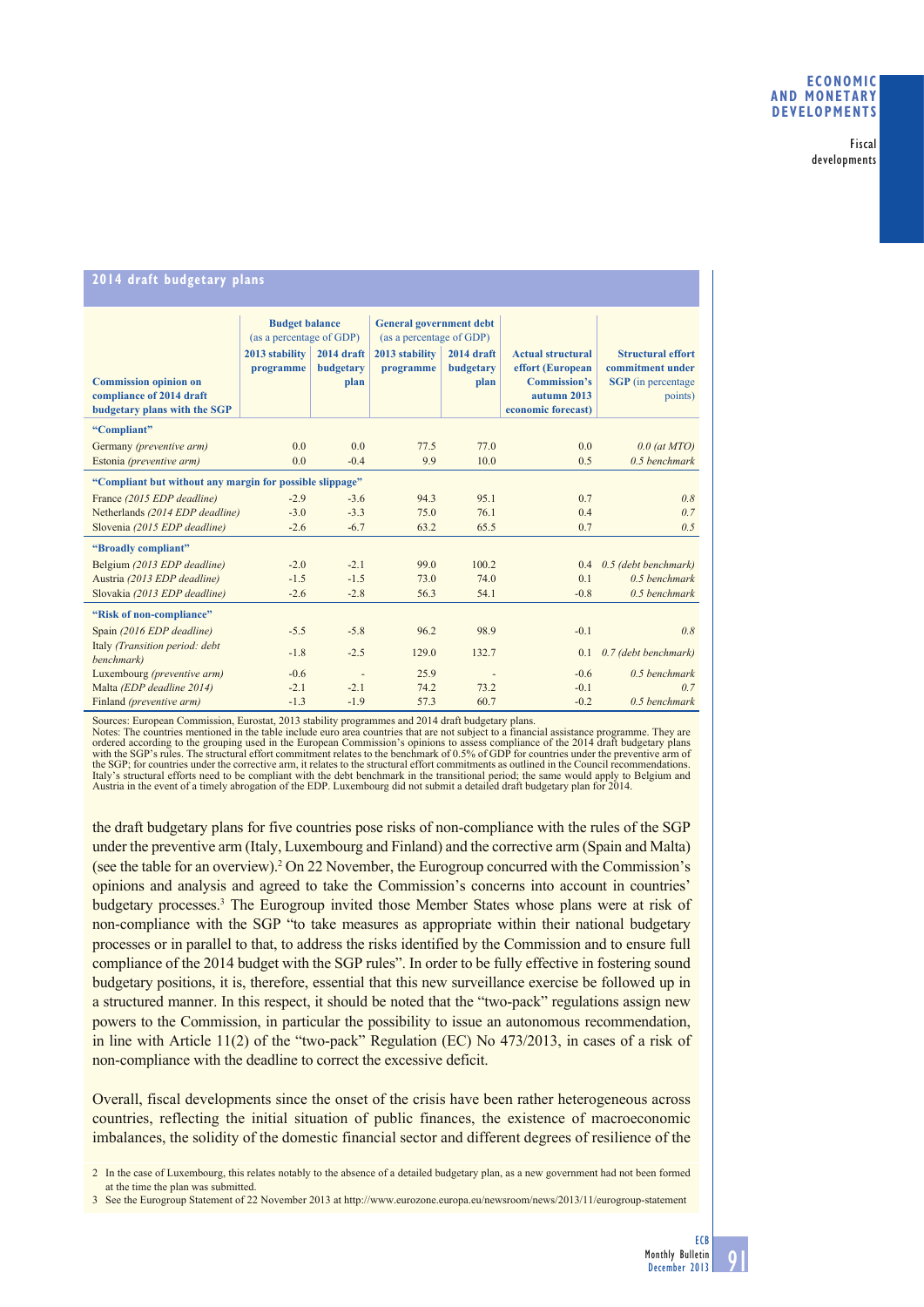### 2014 draft budgetary plans

| Commission opinion on compliance of 2014 draft budgetary plans with the SGP | Budget balance (as a percentage of GDP) | | General government debt (as a percentage of GDP) | | Actual structural effort (European Commission's autumn 2013 economic forecast) | Structural effort commitment under SGP (in percentage points) |
|---|---|---|---|---|---|---|
| | 2013 stability programme | 2014 draft budgetary plan | 2013 stability programme | 2014 draft budgetary plan | | |
| **"Compliant"** | | | | | | |
| Germany *(preventive arm)* | 0.0 | 0.0 | 77.5 | 77.0 | 0.0 | *0.0 (at MTO)* |
| Estonia *(preventive arm)* | 0.0 | -0.4 | 9.9 | 10.0 | 0.5 | *0.5 benchmark* |
| **"Compliant but without any margin for possible slippage"** | | | | | | |
| France *(2015 EDP deadline)* | -2.9 | -3.6 | 94.3 | 95.1 | 0.7 | *0.8* |
| Netherlands *(2014 EDP deadline)* | -3.0 | -3.3 | 75.0 | 76.1 | 0.4 | *0.7* |
| Slovenia *(2015 EDP deadline)* | -2.6 | -6.7 | 63.2 | 65.5 | 0.7 | *0.5* |
| **"Broadly compliant"** | | | | | | |
| Belgium *(2013 EDP deadline)* | -2.0 | -2.1 | 99.0 | 100.2 | 0.4 | *0.5 (debt benchmark)* |
| Austria *(2013 EDP deadline)* | -1.5 | -1.5 | 73.0 | 74.0 | 0.1 | *0.5 benchmark* |
| Slovakia *(2013 EDP deadline)* | -2.6 | -2.8 | 56.3 | 54.1 | -0.8 | *0.5 benchmark* |
| **"Risk of non-compliance"** | | | | | | |
| Spain *(2016 EDP deadline)* | -5.5 | -5.8 | 96.2 | 98.9 | -0.1 | *0.8* |
| Italy *(Transition period: debt benchmark)* | -1.8 | -2.5 | 129.0 | 132.7 | 0.1 | *0.7 (debt benchmark)* |
| Luxembourg *(preventive arm)* | -0.6 | - | 25.9 | - | -0.6 | *0.5 benchmark* |
| Malta *(EDP deadline 2014)* | -2.1 | -2.1 | 74.2 | 73.2 | -0.1 | *0.7* |
| Finland *(preventive arm)* | -1.3 | -1.9 | 57.3 | 60.7 | -0.2 | *0.5 benchmark* |

Sources: European Commission, Eurostat, 2013 stability programmes and 2014 draft budgetary plans.
Notes: The countries mentioned in the table include euro area countries that are not subject to a financial assistance programme. They are ordered according to the grouping used in the European Commission's opinions to assess compliance of the 2014 draft budgetary plans with the SGP's rules. The structural effort commitment relates to the benchmark of 0.5% of GDP for countries under the preventive arm of the SGP; for countries under the corrective arm, it relates to the structural effort commitments as outlined in the Council recommendations. Italy's structural efforts need to be compliant with the debt benchmark in the transitional period; the same would apply to Belgium and Austria in the event of a timely abrogation of the EDP. Luxembourg did not submit a detailed draft budgetary plan for 2014.

the draft budgetary plans for five countries pose risks of non-compliance with the rules of the SGP under the preventive arm (Italy, Luxembourg and Finland) and the corrective arm (Spain and Malta) (see the table for an overview).[2] On 22 November, the Eurogroup concurred with the Commission's opinions and analysis and agreed to take the Commission's concerns into account in countries' budgetary processes.[3] The Eurogroup invited those Member States whose plans were at risk of non-compliance with the SGP "to take measures as appropriate within their national budgetary processes or in parallel to that, to address the risks identified by the Commission and to ensure full compliance of the 2014 budget with the SGP rules". In order to be fully effective in fostering sound budgetary positions, it is, therefore, essential that this new surveillance exercise be followed up in a structured manner. In this respect, it should be noted that the "two-pack" regulations assign new powers to the Commission, in particular the possibility to issue an autonomous recommendation, in line with Article 11(2) of the "two-pack" Regulation (EC) No 473/2013, in cases of a risk of non-compliance with the deadline to correct the excessive deficit.

Overall, fiscal developments since the onset of the crisis have been rather heterogeneous across countries, reflecting the initial situation of public finances, the existence of macroeconomic imbalances, the solidity of the domestic financial sector and different degrees of resilience of the

2 In the case of Luxembourg, this relates notably to the absence of a detailed budgetary plan, as a new government had not been formed at the time the plan was submitted.

3 See the Eurogroup Statement of 22 November 2013 at http://www.eurozone.europa.eu/newsroom/news/2013/11/eurogroup-statement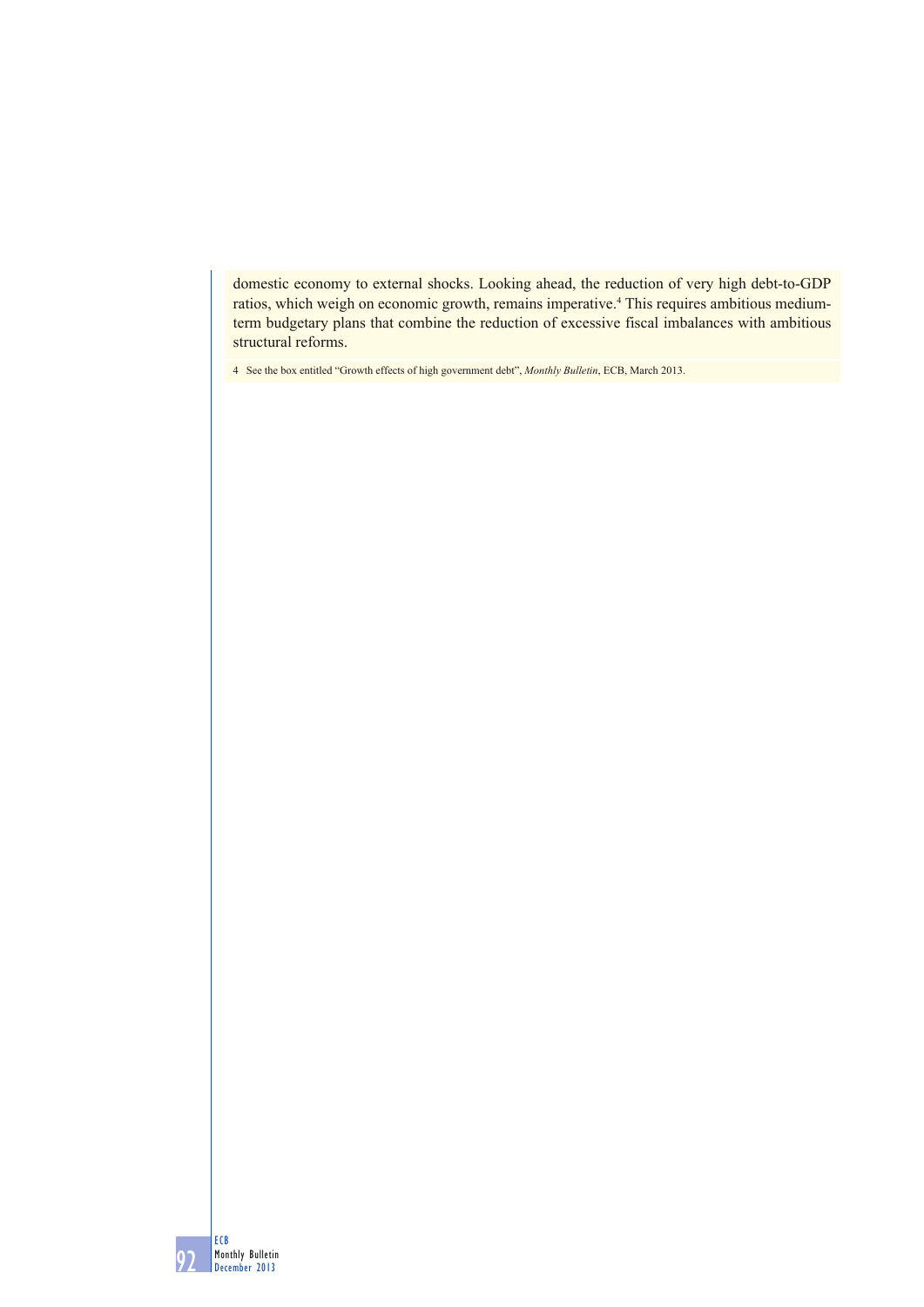domestic economy to external shocks. Looking ahead, the reduction of very high debt-to-GDP ratios, which weigh on economic growth, remains imperative.[4] This requires ambitious medium-term budgetary plans that combine the reduction of excessive fiscal imbalances with ambitious structural reforms.

4 See the box entitled "Growth effects of high government debt", *Monthly Bulletin*, ECB, March 2013.